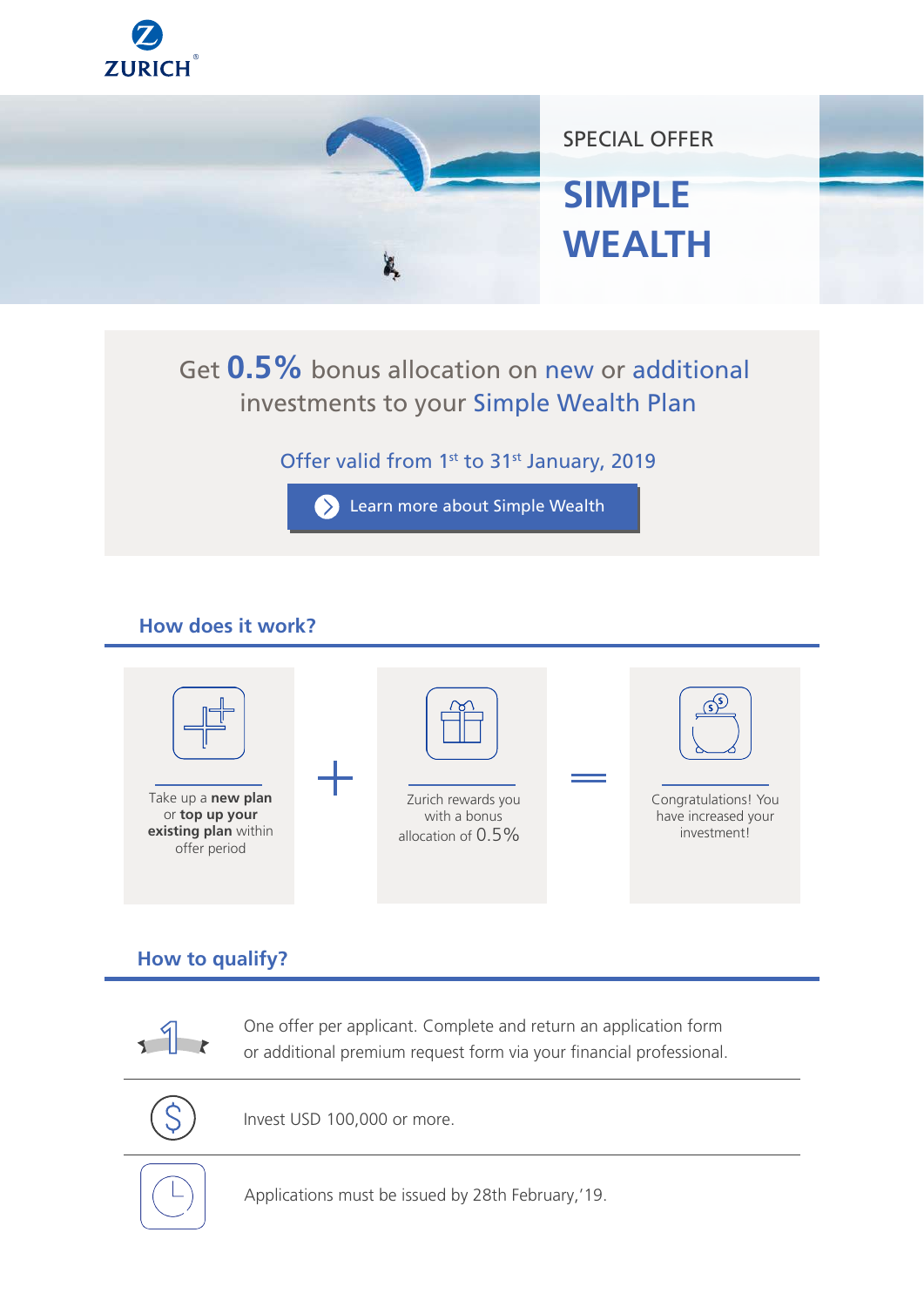ZURICH

SPECIAL OFFER

# SIMPLE WEALTH

Get **0.5%** bonus allocation on new or additional investments to your Simple Wealth Plan

Offer valid from 1st to 31st January, 2019

Learn more about Simple Wealth

## How does it work?

Take up a **new plan** or **top up your existing plan** within offer period

+

Zurich rewards you with a bonus allocation of 0.5%

=

Congratulations! You have increased your investment!

## How to qualify?

One offer per applicant. Complete and return an application form or additional premium request form via your financial professional.

Invest USD 100,000 or more.

Applications must be issued by 28th February,'19.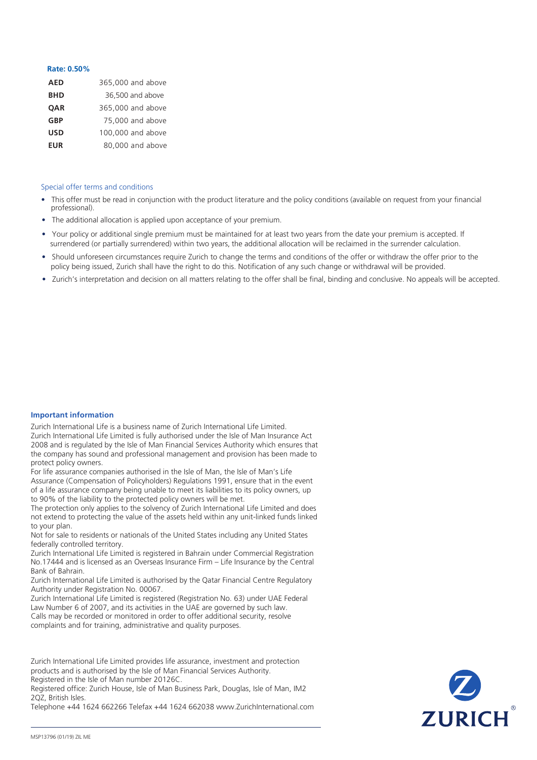**Rate: 0.50%**

| | |
|---|---|
| **AED** | 365,000 and above |
| **BHD** | 36,500 and above |
| **QAR** | 365,000 and above |
| **GBP** | 75,000 and above |
| **USD** | 100,000 and above |
| **EUR** | 80,000 and above |

Special offer terms and conditions

- This offer must be read in conjunction with the product literature and the policy conditions (available on request from your financial professional).
- The additional allocation is applied upon acceptance of your premium.
- Your policy or additional single premium must be maintained for at least two years from the date your premium is accepted. If surrendered (or partially surrendered) within two years, the additional allocation will be reclaimed in the surrender calculation.
- Should unforeseen circumstances require Zurich to change the terms and conditions of the offer or withdraw the offer prior to the policy being issued, Zurich shall have the right to do this. Notification of any such change or withdrawal will be provided.
- Zurich's interpretation and decision on all matters relating to the offer shall be final, binding and conclusive. No appeals will be accepted.

**Important information**

Zurich International Life is a business name of Zurich International Life Limited.
Zurich International Life Limited is fully authorised under the Isle of Man Insurance Act 2008 and is regulated by the Isle of Man Financial Services Authority which ensures that the company has sound and professional management and provision has been made to protect policy owners.
For life assurance companies authorised in the Isle of Man, the Isle of Man's Life Assurance (Compensation of Policyholders) Regulations 1991, ensure that in the event of a life assurance company being unable to meet its liabilities to its policy owners, up to 90% of the liability to the protected policy owners will be met.
The protection only applies to the solvency of Zurich International Life Limited and does not extend to protecting the value of the assets held within any unit-linked funds linked to your plan.
Not for sale to residents or nationals of the United States including any United States federally controlled territory.
Zurich International Life Limited is registered in Bahrain under Commercial Registration No.17444 and is licensed as an Overseas Insurance Firm – Life Insurance by the Central Bank of Bahrain.
Zurich International Life Limited is authorised by the Qatar Financial Centre Regulatory Authority under Registration No. 00067.
Zurich International Life Limited is registered (Registration No. 63) under UAE Federal Law Number 6 of 2007, and its activities in the UAE are governed by such law.
Calls may be recorded or monitored in order to offer additional security, resolve complaints and for training, administrative and quality purposes.

Zurich International Life Limited provides life assurance, investment and protection products and is authorised by the Isle of Man Financial Services Authority.
Registered in the Isle of Man number 20126C.
Registered office: Zurich House, Isle of Man Business Park, Douglas, Isle of Man, IM2 2QZ, British Isles.
Telephone +44 1624 662266 Telefax +44 1624 662038 www.ZurichInternational.com

ZURICH®

MSP13796 (01/19) ZIL ME